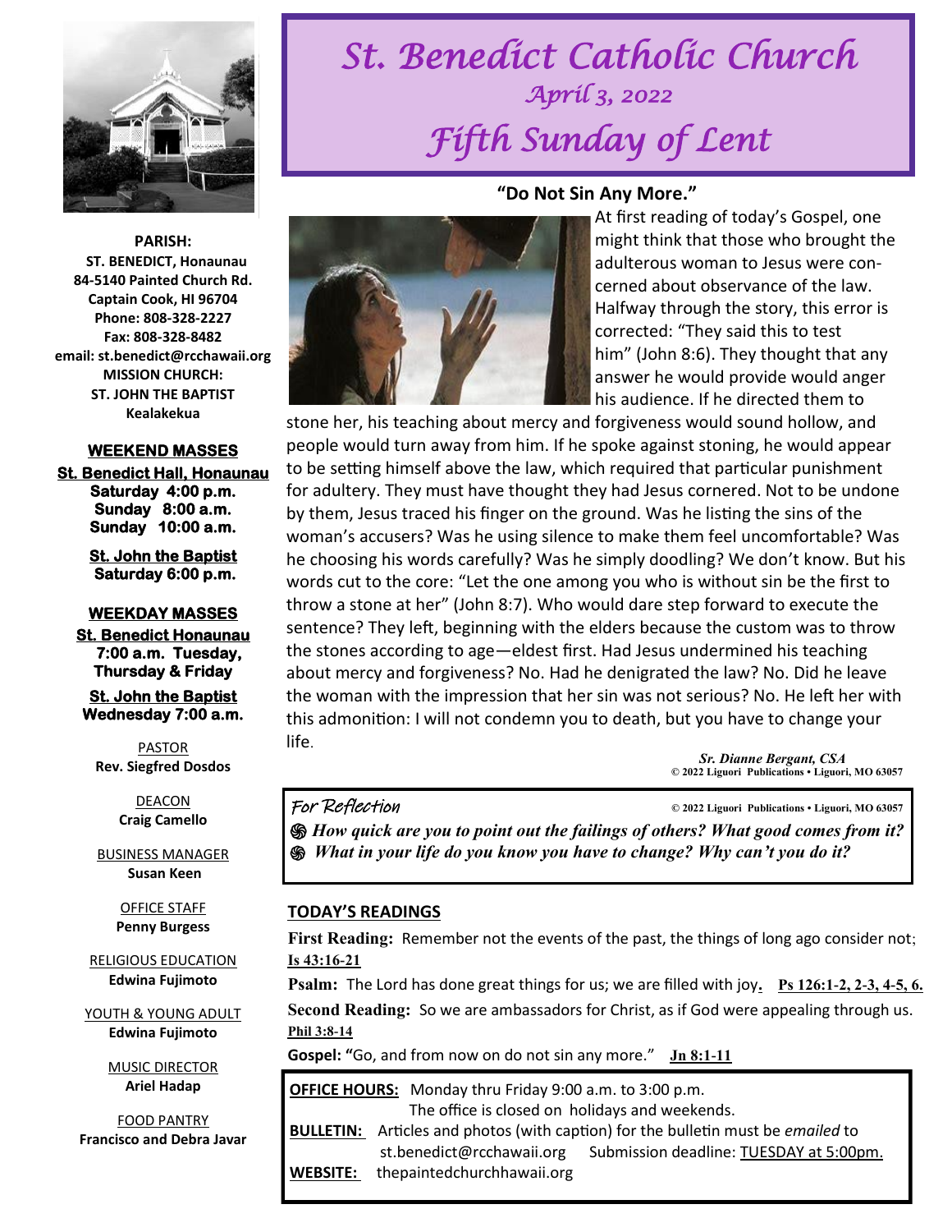# St. Benedict Catholic Church

## April 3, 2022

# Fifth Sunday of Lent

**PARISH:**
**ST. BENEDICT, Honaunau**
**84-5140 Painted Church Rd.**
**Captain Cook, HI 96704**
**Phone: 808-328-2227**
**Fax: 808-328-8482**
**email: st.benedict@rcchawaii.org**
**MISSION CHURCH:**
**ST. JOHN THE BAPTIST**
**Kealakekua**

**WEEKEND MASSES**

**St. Benedict Hall, Honaunau**
**Saturday 4:00 p.m.**
**Sunday 8:00 a.m.**
**Sunday 10:00 a.m.**

**St. John the Baptist**
**Saturday 6:00 p.m.**

**WEEKDAY MASSES**

**St. Benedict Honaunau**
**7:00 a.m. Tuesday, Thursday & Friday**

**St. John the Baptist**
**Wednesday 7:00 a.m.**

PASTOR
**Rev. Siegfred Dosdos**

DEACON
**Craig Camello**

BUSINESS MANAGER
**Susan Keen**

OFFICE STAFF
**Penny Burgess**

RELIGIOUS EDUCATION
**Edwina Fujimoto**

YOUTH & YOUNG ADULT
**Edwina Fujimoto**

MUSIC DIRECTOR
**Ariel Hadap**

FOOD PANTRY
**Francisco and Debra Javar**

## "Do Not Sin Any More."

At first reading of today's Gospel, one might think that those who brought the adulterous woman to Jesus were concerned about observance of the law. Halfway through the story, this error is corrected: "They said this to test him" (John 8:6). They thought that any answer he would provide would anger his audience. If he directed them to stone her, his teaching about mercy and forgiveness would sound hollow, and people would turn away from him. If he spoke against stoning, he would appear to be setting himself above the law, which required that particular punishment for adultery. They must have thought they had Jesus cornered. Not to be undone by them, Jesus traced his finger on the ground. Was he listing the sins of the woman's accusers? Was he using silence to make them feel uncomfortable? Was he choosing his words carefully? Was he simply doodling? We don't know. But his words cut to the core: "Let the one among you who is without sin be the first to throw a stone at her" (John 8:7). Who would dare step forward to execute the sentence? They left, beginning with the elders because the custom was to throw the stones according to age—eldest first. Had Jesus undermined his teaching about mercy and forgiveness? No. Had he denigrated the law? No. Did he leave the woman with the impression that her sin was not serious? No. He left her with this admonition: I will not condemn you to death, but you have to change your life.

*Sr. Dianne Bergant, CSA*
© 2022 Liguori Publications • Liguori, MO 63057

### For Reflection

© 2022 Liguori Publications • Liguori, MO 63057

- ***How quick are you to point out the failings of others? What good comes from it?***
- ***What in your life do you know you have to change? Why can't you do it?***

## TODAY'S READINGS

**First Reading:** Remember not the events of the past, the things of long ago consider not; **Is 43:16-21**

**Psalm:** The Lord has done great things for us; we are filled with joy. **Ps 126:1-2, 2-3, 4-5, 6.**

**Second Reading:** So we are ambassadors for Christ, as if God were appealing through us. **Phil 3:8-14**

**Gospel:** "Go, and from now on do not sin any more." **Jn 8:1-11**

**OFFICE HOURS:** Monday thru Friday 9:00 a.m. to 3:00 p.m. The office is closed on holidays and weekends.

**BULLETIN:** Articles and photos (with caption) for the bulletin must be *emailed* to st.benedict@rcchawaii.org Submission deadline: TUESDAY at 5:00pm.

**WEBSITE:** thepaintedchurchhawaii.org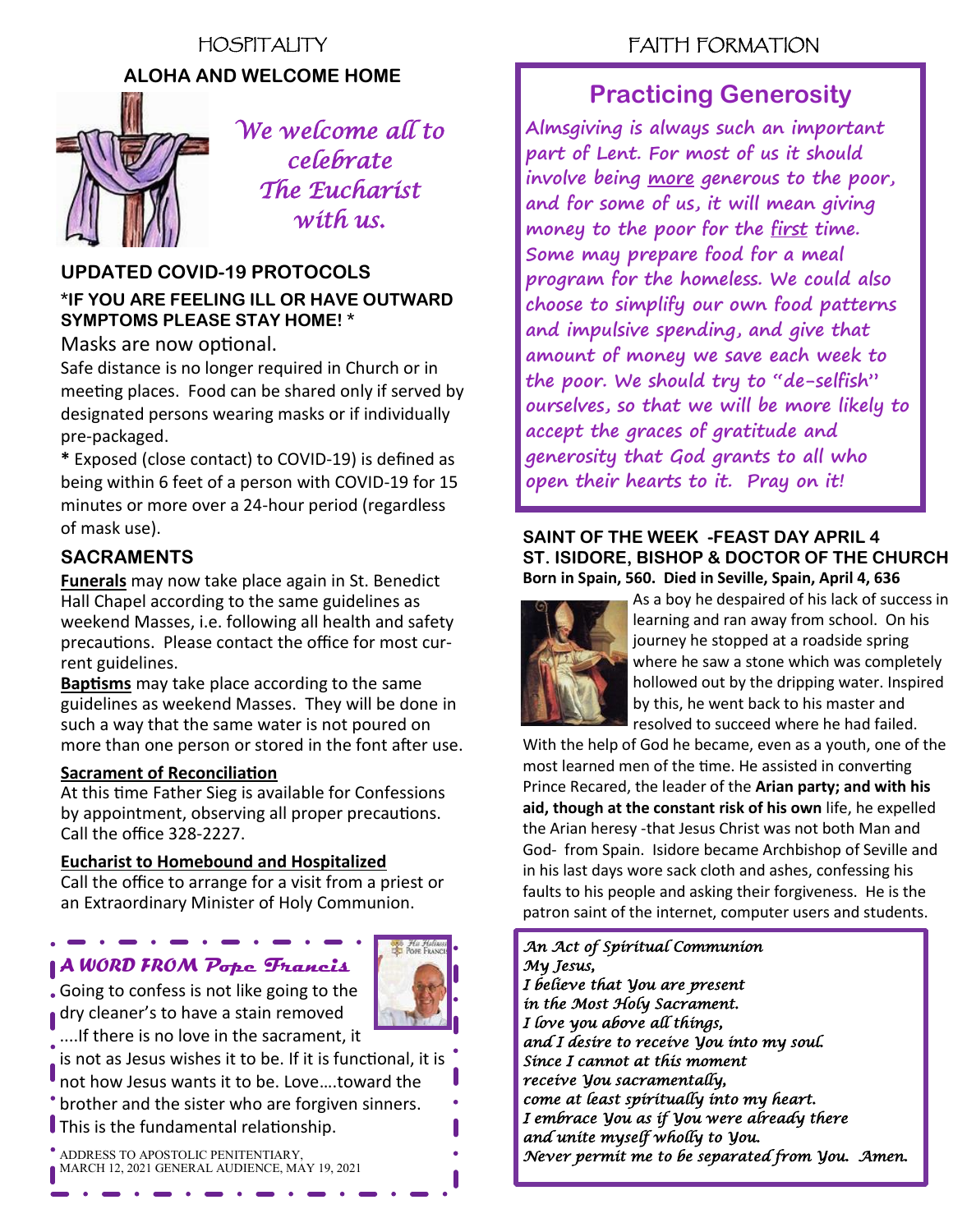## HOSPITALITY

### ALOHA AND WELCOME HOME

*We welcome all to celebrate The Eucharist with us.*

### UPDATED COVID-19 PROTOCOLS

**\*IF YOU ARE FEELING ILL OR HAVE OUTWARD SYMPTOMS PLEASE STAY HOME! \***

Masks are now optional.

Safe distance is no longer required in Church or in meeting places. Food can be shared only if served by designated persons wearing masks or if individually pre-packaged.

**\*** Exposed (close contact) to COVID-19) is defined as being within 6 feet of a person with COVID-19 for 15 minutes or more over a 24-hour period (regardless of mask use).

### SACRAMENTS

**Funerals** may now take place again in St. Benedict Hall Chapel according to the same guidelines as weekend Masses, i.e. following all health and safety precautions. Please contact the office for most current guidelines.

**Baptisms** may take place according to the same guidelines as weekend Masses. They will be done in such a way that the same water is not poured on more than one person or stored in the font after use.

**Sacrament of Reconciliation**

At this time Father Sieg is available for Confessions by appointment, observing all proper precautions. Call the office 328-2227.

**Eucharist to Homebound and Hospitalized**

Call the office to arrange for a visit from a priest or an Extraordinary Minister of Holy Communion.

### *A WORD FROM Pope Francis*

Going to confess is not like going to the dry cleaner's to have a stain removed ....If there is no love in the sacrament, it is not as Jesus wishes it to be. If it is functional, it is not how Jesus wants it to be. Love….toward the brother and the sister who are forgiven sinners. This is the fundamental relationship.

ADDRESS TO APOSTOLIC PENITENTIARY, MARCH 12, 2021 GENERAL AUDIENCE, MAY 19, 2021

## FAITH FORMATION

### Practicing Generosity

*Almsgiving is always such an important part of Lent. For most of us it should involve being more generous to the poor, and for some of us, it will mean giving money to the poor for the first time. Some may prepare food for a meal program for the homeless. We could also choose to simplify our own food patterns and impulsive spending, and give that amount of money we save each week to the poor. We should try to "de-selfish" ourselves, so that we will be more likely to accept the graces of gratitude and generosity that God grants to all who open their hearts to it. Pray on it!*

### SAINT OF THE WEEK -FEAST DAY APRIL 4
### ST. ISIDORE, BISHOP & DOCTOR OF THE CHURCH

**Born in Spain, 560. Died in Seville, Spain, April 4, 636**

As a boy he despaired of his lack of success in learning and ran away from school. On his journey he stopped at a roadside spring where he saw a stone which was completely hollowed out by the dripping water. Inspired by this, he went back to his master and resolved to succeed where he had failed. With the help of God he became, even as a youth, one of the most learned men of the time. He assisted in converting Prince Recared, the leader of the **Arian party; and with his aid, though at the constant risk of his own** life, he expelled the Arian heresy -that Jesus Christ was not both Man and God- from Spain. Isidore became Archbishop of Seville and in his last days wore sack cloth and ashes, confessing his faults to his people and asking their forgiveness. He is the patron saint of the internet, computer users and students.

*An Act of Spiritual Communion*
*My Jesus,*
*I believe that You are present*
*in the Most Holy Sacrament.*
*I love you above all things,*
*and I desire to receive You into my soul.*
*Since I cannot at this moment*
*receive You sacramentally,*
*come at least spiritually into my heart.*
*I embrace You as if You were already there*
*and unite myself wholly to You.*
*Never permit me to be separated from You. Amen.*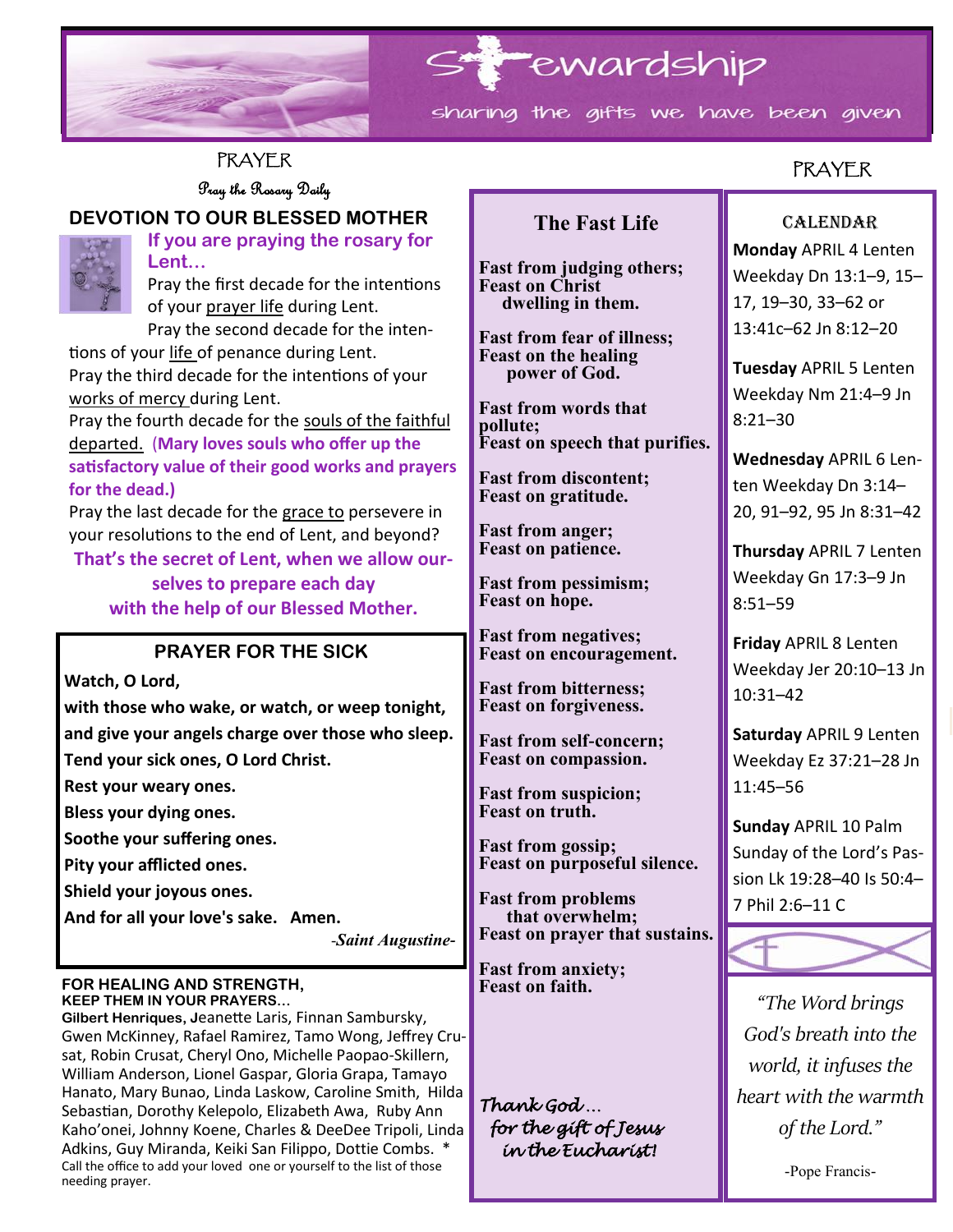# Stewardship

sharing the gifts we have been given

## PRAYER

Pray the Rosary Daily

### DEVOTION TO OUR BLESSED MOTHER

**If you are praying the rosary for Lent…**

Pray the first decade for the intentions of your prayer life during Lent.

Pray the second decade for the intentions of your life of penance during Lent.

Pray the third decade for the intentions of your works of mercy during Lent.

Pray the fourth decade for the souls of the faithful departed. (**Mary loves souls who offer up the satisfactory value of their good works and prayers for the dead.)**

Pray the last decade for the grace to persevere in your resolutions to the end of Lent, and beyond?

**That's the secret of Lent, when we allow ourselves to prepare each day with the help of our Blessed Mother.**

### PRAYER FOR THE SICK

**Watch, O Lord,**
**with those who wake, or watch, or weep tonight,**
**and give your angels charge over those who sleep.**
**Tend your sick ones, O Lord Christ.**
**Rest your weary ones.**
**Bless your dying ones.**
**Soothe your suffering ones.**
**Pity your afflicted ones.**
**Shield your joyous ones.**
**And for all your love's sake. Amen.**

*-Saint Augustine-*

**FOR HEALING AND STRENGTH, KEEP THEM IN YOUR PRAYERS...**

**Gilbert Henriques, J**eanette Laris, Finnan Sambursky, Gwen McKinney, Rafael Ramirez, Tamo Wong, Jeffrey Crusat, Robin Crusat, Cheryl Ono, Michelle Paopao-Skillern, William Anderson, Lionel Gaspar, Gloria Grapa, Tamayo Hanato, Mary Bunao, Linda Laskow, Caroline Smith, Hilda Sebastian, Dorothy Kelepolo, Elizabeth Awa, Ruby Ann Kaho'onei, Johnny Koene, Charles & DeeDee Tripoli, Linda Adkins, Guy Miranda, Keiki San Filippo, Dottie Combs. *

Call the office to add your loved one or yourself to the list of those needing prayer.

### The Fast Life

**Fast from judging others;**
**Feast on Christ dwelling in them.**

**Fast from fear of illness;**
**Feast on the healing power of God.**

**Fast from words that pollute;**
**Feast on speech that purifies.**

**Fast from discontent;**
**Feast on gratitude.**

**Fast from anger;**
**Feast on patience.**

**Fast from pessimism;**
**Feast on hope.**

**Fast from negatives;**
**Feast on encouragement.**

**Fast from bitterness;**
**Feast on forgiveness.**

**Fast from self-concern;**
**Feast on compassion.**

**Fast from suspicion;**
**Feast on truth.**

**Fast from gossip;**
**Feast on purposeful silence.**

**Fast from problems that overwhelm;**
**Feast on prayer that sustains.**

**Fast from anxiety;**
**Feast on faith.**

*Thank God… for the gift of Jesus in the Eucharist!*

## PRAYER

### CALENDAR

**Monday** APRIL 4 Lenten Weekday Dn 13:1–9, 15–17, 19–30, 33–62 or 13:41c–62 Jn 8:12–20

**Tuesday** APRIL 5 Lenten Weekday Nm 21:4–9 Jn 8:21–30

**Wednesday** APRIL 6 Lenten Weekday Dn 3:14–20, 91–92, 95 Jn 8:31–42

**Thursday** APRIL 7 Lenten Weekday Gn 17:3–9 Jn 8:51–59

**Friday** APRIL 8 Lenten Weekday Jer 20:10–13 Jn 10:31–42

**Saturday** APRIL 9 Lenten Weekday Ez 37:21–28 Jn 11:45–56

**Sunday** APRIL 10 Palm Sunday of the Lord's Passion Lk 19:28–40 Is 50:4–7 Phil 2:6–11 C

*"The Word brings God's breath into the world, it infuses the heart with the warmth of the Lord."*

-Pope Francis-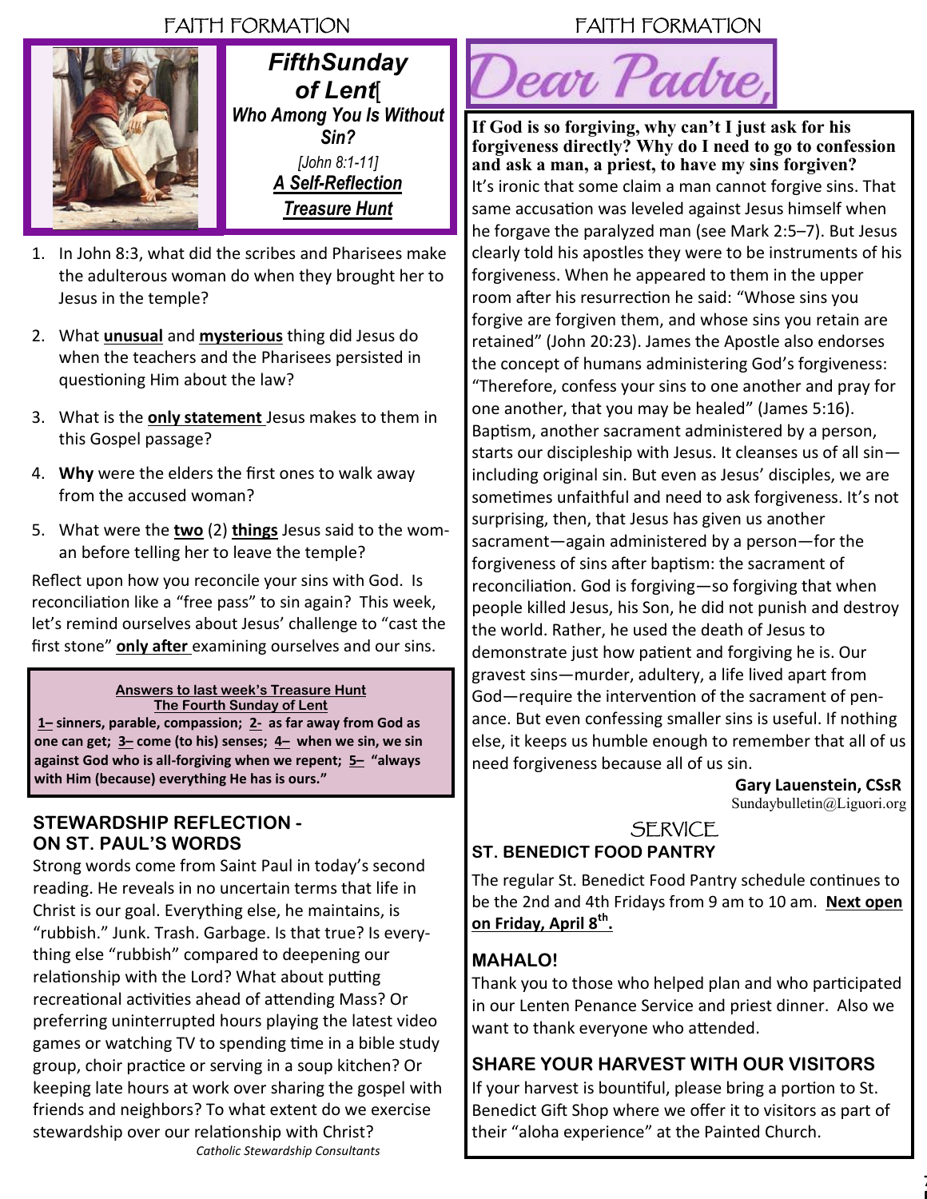FAITH FORMATION

## FifthSunday of Lent[

### Who Among You Is Without Sin?

*[John 8:1-11]*

**A Self-Reflection Treasure Hunt**

1. In John 8:3, what did the scribes and Pharisees make the adulterous woman do when they brought her to Jesus in the temple?
2. What **unusual** and **mysterious** thing did Jesus do when the teachers and the Pharisees persisted in questioning Him about the law?
3. What is the **only statement** Jesus makes to them in this Gospel passage?
4. **Why** were the elders the first ones to walk away from the accused woman?
5. What were the **two** (2) **things** Jesus said to the woman before telling her to leave the temple?

Reflect upon how you reconcile your sins with God. Is reconciliation like a "free pass" to sin again? This week, let's remind ourselves about Jesus' challenge to "cast the first stone" **only after** examining ourselves and our sins.

**Answers to last week's Treasure Hunt**
**The Fourth Sunday of Lent**

**1– sinners, parable, compassion; 2- as far away from God as one can get; 3– come (to his) senses; 4– when we sin, we sin against God who is all-forgiving when we repent; 5– "always with Him (because) everything He has is ours."**

## STEWARDSHIP REFLECTION - ON ST. PAUL'S WORDS

Strong words come from Saint Paul in today's second reading. He reveals in no uncertain terms that life in Christ is our goal. Everything else, he maintains, is "rubbish." Junk. Trash. Garbage. Is that true? Is everything else "rubbish" compared to deepening our relationship with the Lord? What about putting recreational activities ahead of attending Mass? Or preferring uninterrupted hours playing the latest video games or watching TV to spending time in a bible study group, choir practice or serving in a soup kitchen? Or keeping late hours at work over sharing the gospel with friends and neighbors? To what extent do we exercise stewardship over our relationship with Christ?

*Catholic Stewardship Consultants*

FAITH FORMATION

## Dear Padre,

**If God is so forgiving, why can't I just ask for his forgiveness directly? Why do I need to go to confession and ask a man, a priest, to have my sins forgiven?**

It's ironic that some claim a man cannot forgive sins. That same accusation was leveled against Jesus himself when he forgave the paralyzed man (see Mark 2:5–7). But Jesus clearly told his apostles they were to be instruments of his forgiveness. When he appeared to them in the upper room after his resurrection he said: "Whose sins you forgive are forgiven them, and whose sins you retain are retained" (John 20:23). James the Apostle also endorses the concept of humans administering God's forgiveness: "Therefore, confess your sins to one another and pray for one another, that you may be healed" (James 5:16). Baptism, another sacrament administered by a person, starts our discipleship with Jesus. It cleanses us of all sin—including original sin. But even as Jesus' disciples, we are sometimes unfaithful and need to ask forgiveness. It's not surprising, then, that Jesus has given us another sacrament—again administered by a person—for the forgiveness of sins after baptism: the sacrament of reconciliation. God is forgiving—so forgiving that when people killed Jesus, his Son, he did not punish and destroy the world. Rather, he used the death of Jesus to demonstrate just how patient and forgiving he is. Our gravest sins—murder, adultery, a life lived apart from God—require the intervention of the sacrament of penance. But even confessing smaller sins is useful. If nothing else, it keeps us humble enough to remember that all of us need forgiveness because all of us sin.

**Gary Lauenstein, CSsR**
Sundaybulletin@Liguori.org

SERVICE

## ST. BENEDICT FOOD PANTRY

The regular St. Benedict Food Pantry schedule continues to be the 2nd and 4th Fridays from 9 am to 10 am. **Next open on Friday, April 8th.**

## MAHALO!

Thank you to those who helped plan and who participated in our Lenten Penance Service and priest dinner. Also we want to thank everyone who attended.

## SHARE YOUR HARVEST WITH OUR VISITORS

If your harvest is bountiful, please bring a portion to St. Benedict Gift Shop where we offer it to visitors as part of their "aloha experience" at the Painted Church.